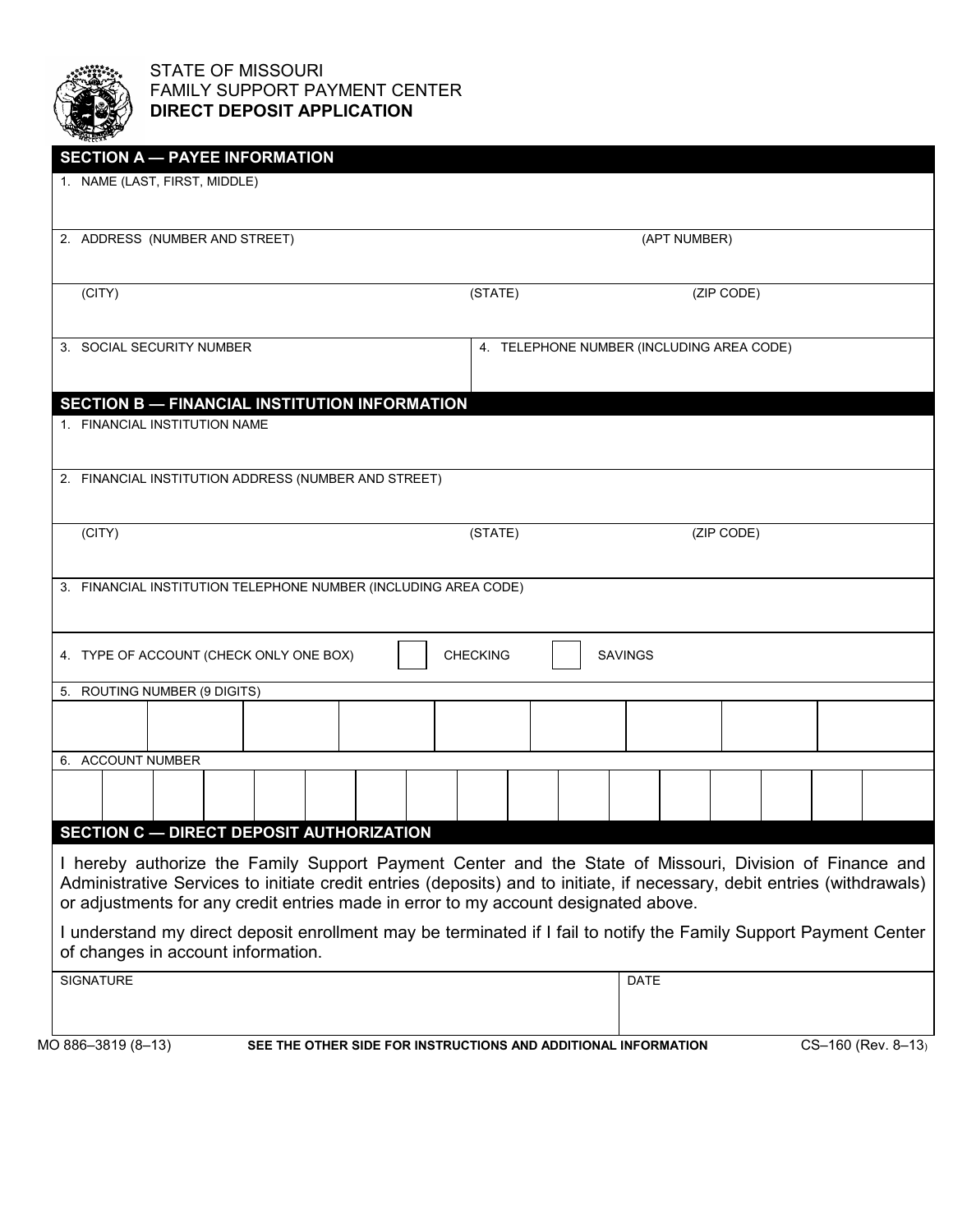STATE OF MISSOURI
FAMILY SUPPORT PAYMENT CENTER
**DIRECT DEPOSIT APPLICATION**

## SECTION A — PAYEE INFORMATION

1. NAME (LAST, FIRST, MIDDLE)

2. ADDRESS (NUMBER AND STREET) (APT NUMBER)

(CITY) (STATE) (ZIP CODE)

3. SOCIAL SECURITY NUMBER

4. TELEPHONE NUMBER (INCLUDING AREA CODE)

## SECTION B — FINANCIAL INSTITUTION INFORMATION

1. FINANCIAL INSTITUTION NAME

2. FINANCIAL INSTITUTION ADDRESS (NUMBER AND STREET)

(CITY) (STATE) (ZIP CODE)

3. FINANCIAL INSTITUTION TELEPHONE NUMBER (INCLUDING AREA CODE)

4. TYPE OF ACCOUNT (CHECK ONLY ONE BOX) ☐ CHECKING ☐ SAVINGS

5. ROUTING NUMBER (9 DIGITS)

| | | | | | | | | |
|---|---|---|---|---|---|---|---|---|
| | | | | | | | | |

6. ACCOUNT NUMBER

| | | | | | | | | | | | | | | | | |
|---|---|---|---|---|---|---|---|---|---|---|---|---|---|---|---|---|
| | | | | | | | | | | | | | | | | |

## SECTION C — DIRECT DEPOSIT AUTHORIZATION

I hereby authorize the Family Support Payment Center and the State of Missouri, Division of Finance and Administrative Services to initiate credit entries (deposits) and to initiate, if necessary, debit entries (withdrawals) or adjustments for any credit entries made in error to my account designated above.

I understand my direct deposit enrollment may be terminated if I fail to notify the Family Support Payment Center of changes in account information.

SIGNATURE

DATE

MO 886–3819 (8–13) **SEE THE OTHER SIDE FOR INSTRUCTIONS AND ADDITIONAL INFORMATION** CS–160 (Rev. 8–13)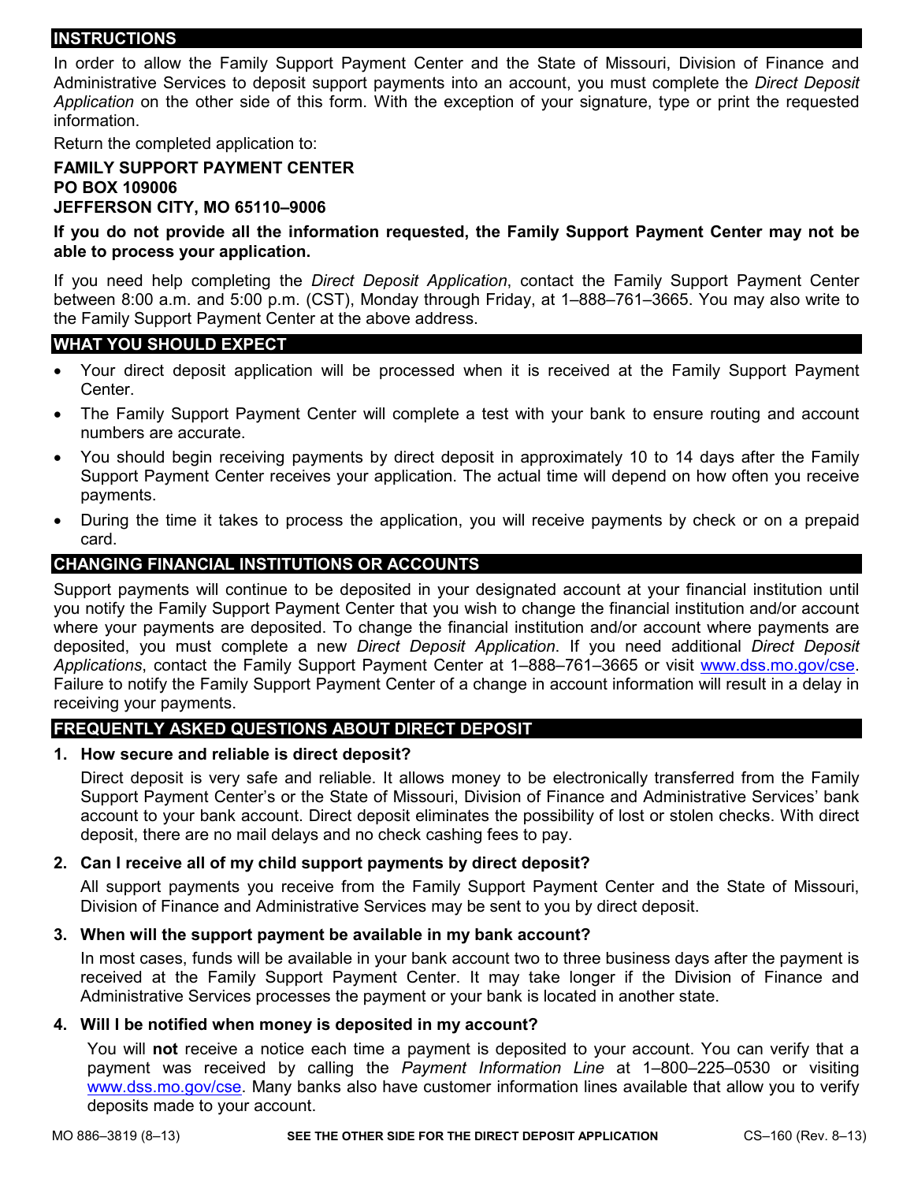## INSTRUCTIONS

In order to allow the Family Support Payment Center and the State of Missouri, Division of Finance and Administrative Services to deposit support payments into an account, you must complete the *Direct Deposit Application* on the other side of this form. With the exception of your signature, type or print the requested information.

Return the completed application to:

**FAMILY SUPPORT PAYMENT CENTER**
**PO BOX 109006**
**JEFFERSON CITY, MO 65110–9006**

**If you do not provide all the information requested, the Family Support Payment Center may not be able to process your application.**

If you need help completing the *Direct Deposit Application*, contact the Family Support Payment Center between 8:00 a.m. and 5:00 p.m. (CST), Monday through Friday, at 1–888–761–3665. You may also write to the Family Support Payment Center at the above address.

## WHAT YOU SHOULD EXPECT

- Your direct deposit application will be processed when it is received at the Family Support Payment Center.
- The Family Support Payment Center will complete a test with your bank to ensure routing and account numbers are accurate.
- You should begin receiving payments by direct deposit in approximately 10 to 14 days after the Family Support Payment Center receives your application. The actual time will depend on how often you receive payments.
- During the time it takes to process the application, you will receive payments by check or on a prepaid card.

## CHANGING FINANCIAL INSTITUTIONS OR ACCOUNTS

Support payments will continue to be deposited in your designated account at your financial institution until you notify the Family Support Payment Center that you wish to change the financial institution and/or account where your payments are deposited. To change the financial institution and/or account where payments are deposited, you must complete a new *Direct Deposit Application*. If you need additional *Direct Deposit Applications*, contact the Family Support Payment Center at 1–888–761–3665 or visit www.dss.mo.gov/cse. Failure to notify the Family Support Payment Center of a change in account information will result in a delay in receiving your payments.

## FREQUENTLY ASKED QUESTIONS ABOUT DIRECT DEPOSIT

1. **How secure and reliable is direct deposit?**

   Direct deposit is very safe and reliable. It allows money to be electronically transferred from the Family Support Payment Center's or the State of Missouri, Division of Finance and Administrative Services' bank account to your bank account. Direct deposit eliminates the possibility of lost or stolen checks. With direct deposit, there are no mail delays and no check cashing fees to pay.

2. **Can I receive all of my child support payments by direct deposit?**

   All support payments you receive from the Family Support Payment Center and the State of Missouri, Division of Finance and Administrative Services may be sent to you by direct deposit.

3. **When will the support payment be available in my bank account?**

   In most cases, funds will be available in your bank account two to three business days after the payment is received at the Family Support Payment Center. It may take longer if the Division of Finance and Administrative Services processes the payment or your bank is located in another state.

4. **Will I be notified when money is deposited in my account?**

   You will **not** receive a notice each time a payment is deposited to your account. You can verify that a payment was received by calling the *Payment Information Line* at 1–800–225–0530 or visiting www.dss.mo.gov/cse. Many banks also have customer information lines available that allow you to verify deposits made to your account.

MO 886–3819 (8–13) **SEE THE OTHER SIDE FOR THE DIRECT DEPOSIT APPLICATION** CS–160 (Rev. 8–13)